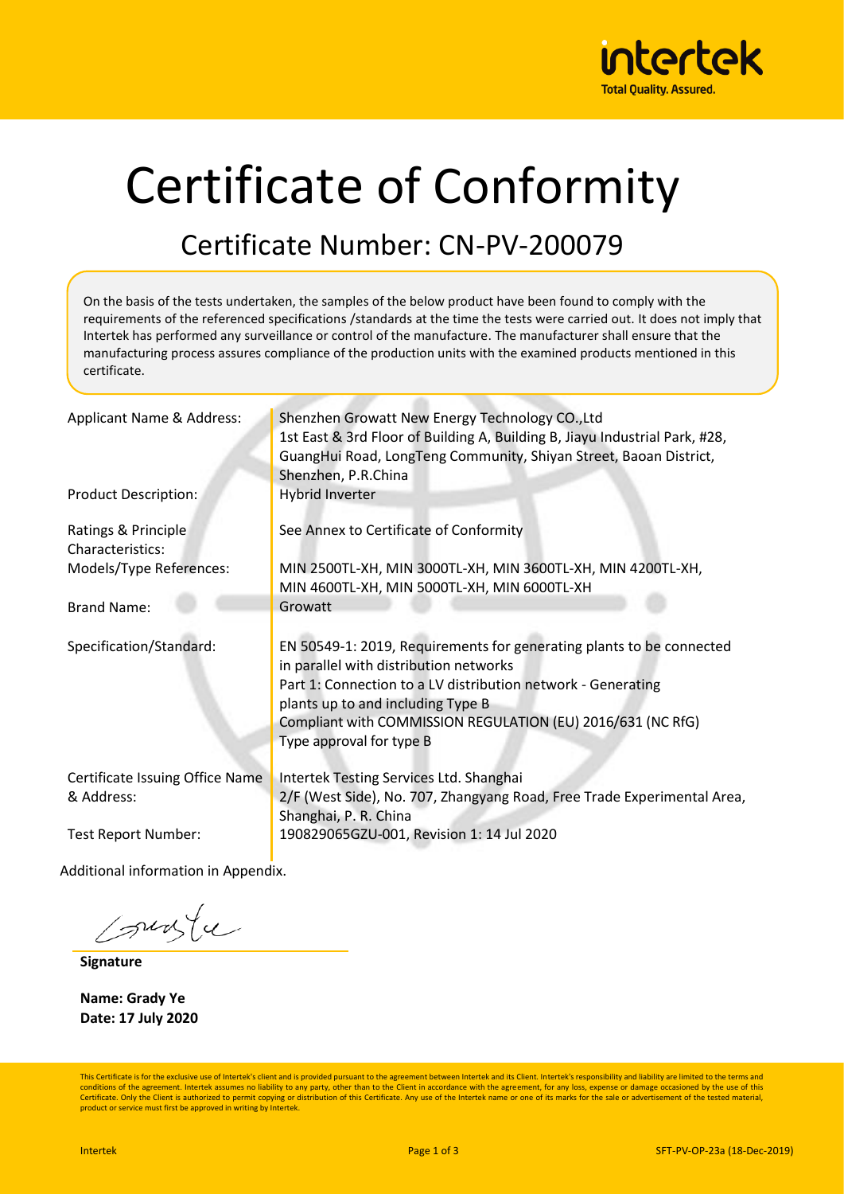intertek
Total Quality. Assured.

# Certificate of Conformity

## Certificate Number: CN-PV-200079

On the basis of the tests undertaken, the samples of the below product have been found to comply with the requirements of the referenced specifications /standards at the time the tests were carried out. It does not imply that Intertek has performed any surveillance or control of the manufacture. The manufacturer shall ensure that the manufacturing process assures compliance of the production units with the examined products mentioned in this certificate.

| | |
|---|---|
| Applicant Name & Address: | Shenzhen Growatt New Energy Technology CO.,Ltd<br>1st East & 3rd Floor of Building A, Building B, Jiayu Industrial Park, #28, GuangHui Road, LongTeng Community, Shiyan Street, Baoan District, Shenzhen, P.R.China |
| Product Description: | Hybrid Inverter |
| Ratings & Principle Characteristics: | See Annex to Certificate of Conformity |
| Models/Type References: | MIN 2500TL-XH, MIN 3000TL-XH, MIN 3600TL-XH, MIN 4200TL-XH, MIN 4600TL-XH, MIN 5000TL-XH, MIN 6000TL-XH |
| Brand Name: | Growatt |
| Specification/Standard: | EN 50549-1: 2019, Requirements for generating plants to be connected in parallel with distribution networks<br>Part 1: Connection to a LV distribution network - Generating plants up to and including Type B<br>Compliant with COMMISSION REGULATION (EU) 2016/631 (NC RfG)<br>Type approval for type B |
| Certificate Issuing Office Name & Address: | Intertek Testing Services Ltd. Shanghai<br>2/F (West Side), No. 707, Zhangyang Road, Free Trade Experimental Area, Shanghai, P. R. China |
| Test Report Number: | 190829065GZU-001, Revision 1: 14 Jul 2020 |

Additional information in Appendix.

**Signature**

**Name: Grady Ye**
**Date: 17 July 2020**

This Certificate is for the exclusive use of Intertek's client and is provided pursuant to the agreement between Intertek and its Client. Intertek's responsibility and liability are limited to the terms and conditions of the agreement. Intertek assumes no liability to any party, other than to the Client in accordance with the agreement, for any loss, expense or damage occasioned by the use of this Certificate. Only the Client is authorized to permit copying or distribution of this Certificate. Any use of the Intertek name or one of its marks for the sale or advertisement of the tested material, product or service must first be approved in writing by Intertek.

Intertek SFT-PV-OP-23a (18-Dec-2019)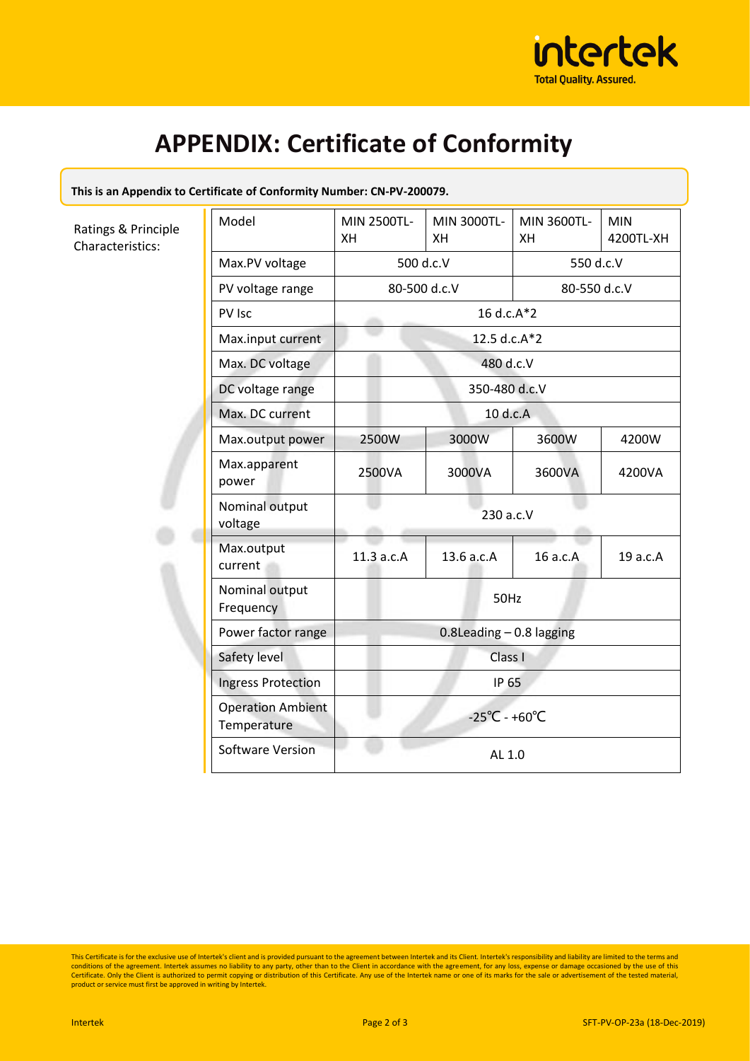# APPENDIX: Certificate of Conformity

**This is an Appendix to Certificate of Conformity Number: CN-PV-200079.**

Ratings & Principle Characteristics:

| Model | MIN 2500TL-XH | MIN 3000TL-XH | MIN 3600TL-XH | MIN 4200TL-XH |
|---|---|---|---|---|
| Max.PV voltage | 500 d.c.V | | 550 d.c.V | |
| PV voltage range | 80-500 d.c.V | | 80-550 d.c.V | |
| PV Isc | 16 d.c.A*2 | | | |
| Max.input current | 12.5 d.c.A*2 | | | |
| Max. DC voltage | 480 d.c.V | | | |
| DC voltage range | 350-480 d.c.V | | | |
| Max. DC current | 10 d.c.A | | | |
| Max.output power | 2500W | 3000W | 3600W | 4200W |
| Max.apparent power | 2500VA | 3000VA | 3600VA | 4200VA |
| Nominal output voltage | 230 a.c.V | | | |
| Max.output current | 11.3 a.c.A | 13.6 a.c.A | 16 a.c.A | 19 a.c.A |
| Nominal output Frequency | 50Hz | | | |
| Power factor range | 0.8Leading – 0.8 lagging | | | |
| Safety level | Class I | | | |
| Ingress Protection | IP 65 | | | |
| Operation Ambient Temperature | -25℃ - +60℃ | | | |
| Software Version | AL 1.0 | | | |

This Certificate is for the exclusive use of Intertek's client and is provided pursuant to the agreement between Intertek and its Client. Intertek's responsibility and liability are limited to the terms and conditions of the agreement. Intertek assumes no liability to any party, other than to the Client in accordance with the agreement, for any loss, expense or damage occasioned by the use of this Certificate. Only the Client is authorized to permit copying or distribution of this Certificate. Any use of the Intertek name or one of its marks for the sale or advertisement of the tested material, product or service must first be approved in writing by Intertek.

Intertek SFT-PV-OP-23a (18-Dec-2019)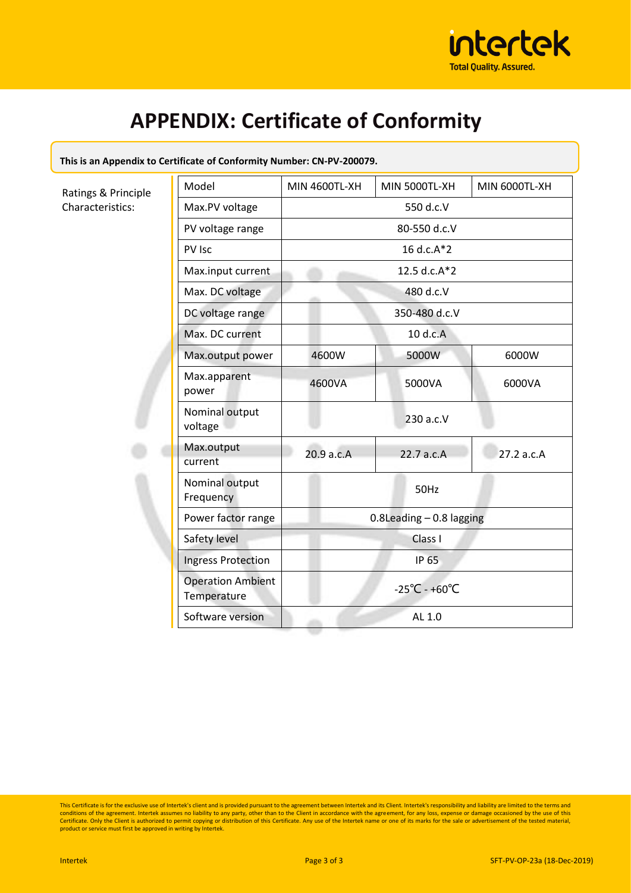# APPENDIX: Certificate of Conformity

**This is an Appendix to Certificate of Conformity Number: CN-PV-200079.**

Ratings & Principle Characteristics:

| Model | MIN 4600TL-XH | MIN 5000TL-XH | MIN 6000TL-XH |
|---|---|---|---|
| Max.PV voltage | 550 d.c.V | | |
| PV voltage range | 80-550 d.c.V | | |
| PV Isc | 16 d.c.A*2 | | |
| Max.input current | 12.5 d.c.A*2 | | |
| Max. DC voltage | 480 d.c.V | | |
| DC voltage range | 350-480 d.c.V | | |
| Max. DC current | 10 d.c.A | | |
| Max.output power | 4600W | 5000W | 6000W |
| Max.apparent power | 4600VA | 5000VA | 6000VA |
| Nominal output voltage | 230 a.c.V | | |
| Max.output current | 20.9 a.c.A | 22.7 a.c.A | 27.2 a.c.A |
| Nominal output Frequency | 50Hz | | |
| Power factor range | 0.8Leading – 0.8 lagging | | |
| Safety level | Class I | | |
| Ingress Protection | IP 65 | | |
| Operation Ambient Temperature | -25℃ - +60℃ | | |
| Software version | AL 1.0 | | |

This Certificate is for the exclusive use of Intertek's client and is provided pursuant to the agreement between Intertek and its Client. Intertek's responsibility and liability are limited to the terms and conditions of the agreement. Intertek assumes no liability to any party, other than to the Client in accordance with the agreement, for any loss, expense or damage occasioned by the use of this Certificate. Only the Client is authorized to permit copying or distribution of this Certificate. Any use of the Intertek name or one of its marks for the sale or advertisement of the tested material, product or service must first be approved in writing by Intertek.

Intertek SFT-PV-OP-23a (18-Dec-2019)